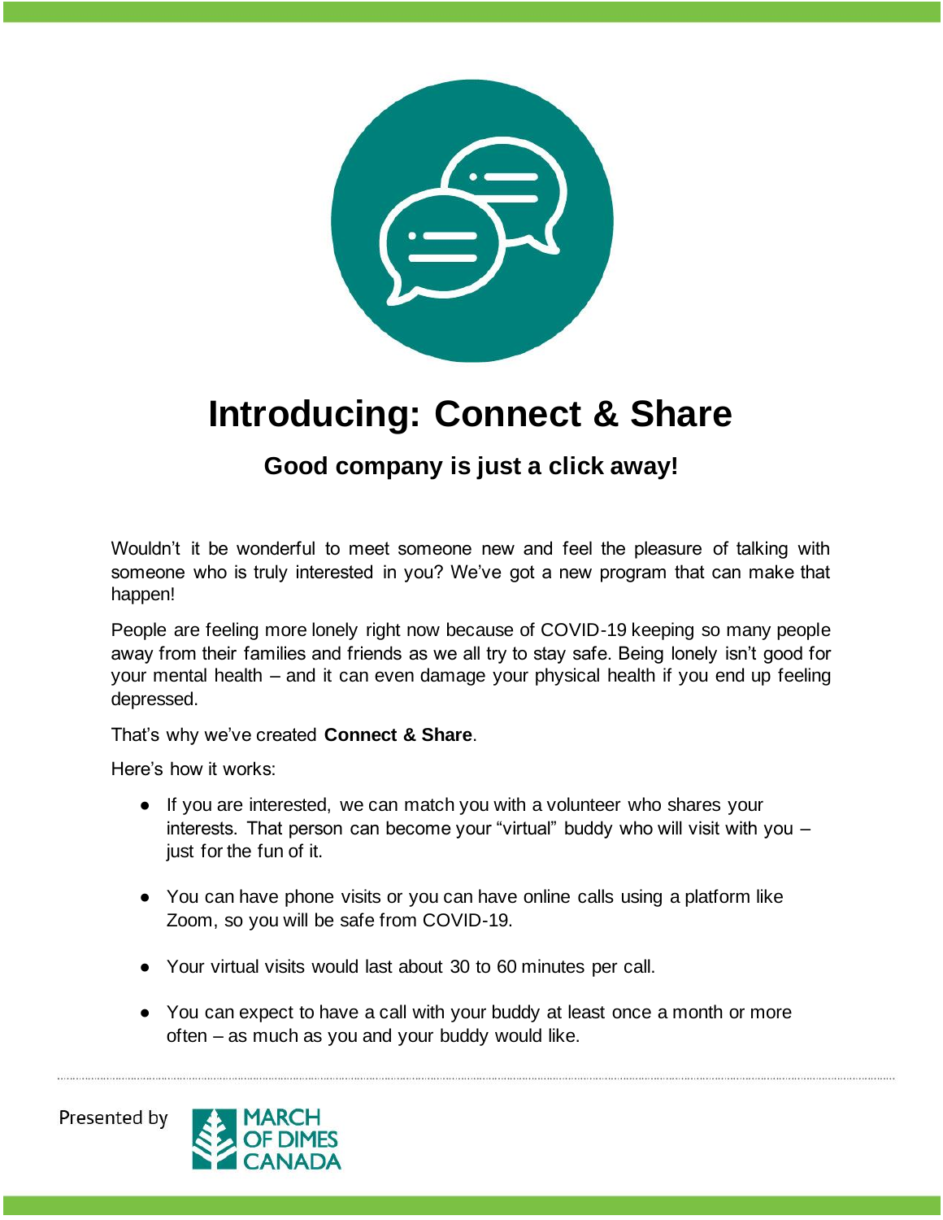# Introducing: Connect & Share

## Good company is just a click away!

Wouldn't it be wonderful to meet someone new and feel the pleasure of talking with someone who is truly interested in you? We've got a new program that can make that happen!

People are feeling more lonely right now because of COVID-19 keeping so many people away from their families and friends as we all try to stay safe. Being lonely isn't good for your mental health – and it can even damage your physical health if you end up feeling depressed.

That's why we've created **Connect & Share**.

Here's how it works:

- If you are interested, we can match you with a volunteer who shares your interests. That person can become your "virtual" buddy who will visit with you – just for the fun of it.

- You can have phone visits or you can have online calls using a platform like Zoom, so you will be safe from COVID-19.

- Your virtual visits would last about 30 to 60 minutes per call.

- You can expect to have a call with your buddy at least once a month or more often – as much as you and your buddy would like.

Presented by MARCH OF DIMES CANADA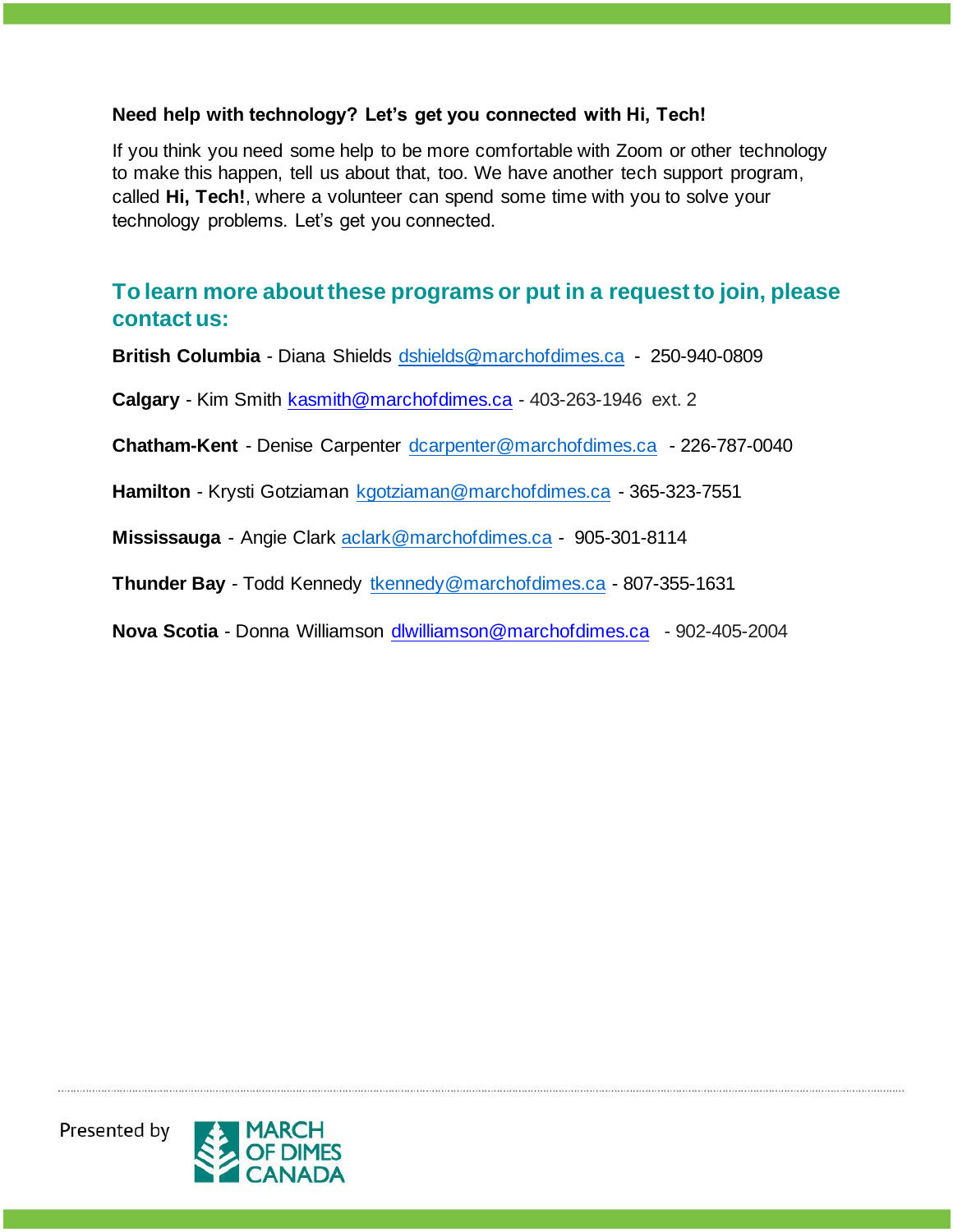**Need help with technology? Let's get you connected with Hi, Tech!**

If you think you need some help to be more comfortable with Zoom or other technology to make this happen, tell us about that, too. We have another tech support program, called **Hi, Tech!**, where a volunteer can spend some time with you to solve your technology problems. Let's get you connected.

## To learn more about these programs or put in a request to join, please contact us:

**British Columbia** - Diana Shields dshields@marchofdimes.ca - 250-940-0809

**Calgary** - Kim Smith kasmith@marchofdimes.ca - 403-263-1946 ext. 2

**Chatham-Kent** - Denise Carpenter dcarpenter@marchofdimes.ca - 226-787-0040

**Hamilton** - Krysti Gotziaman kgotziaman@marchofdimes.ca - 365-323-7551

**Mississauga** - Angie Clark aclark@marchofdimes.ca - 905-301-8114

**Thunder Bay** - Todd Kennedy tkennedy@marchofdimes.ca - 807-355-1631

**Nova Scotia** - Donna Williamson dlwilliamson@marchofdimes.ca - 902-405-2004

Presented by MARCH OF DIMES CANADA